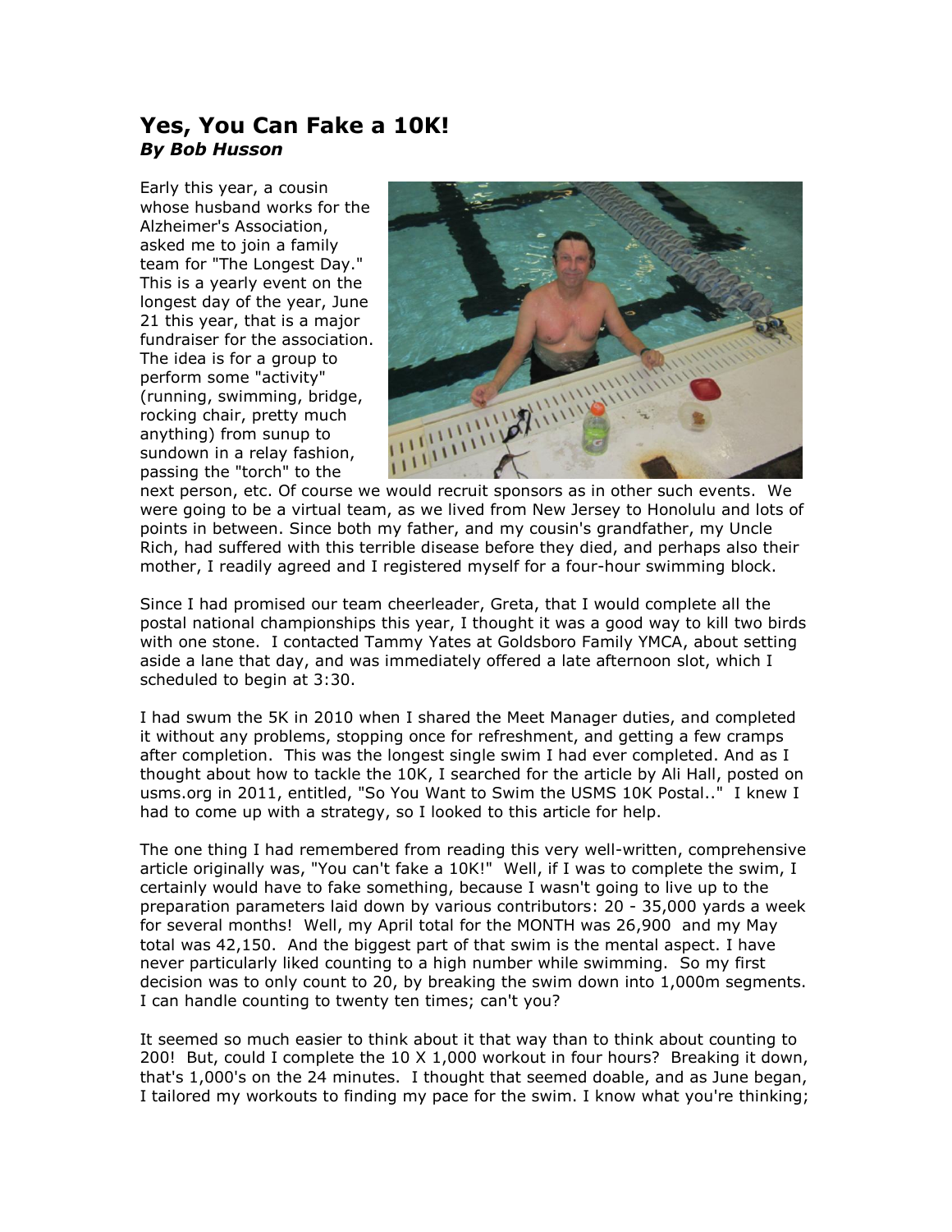# Yes, You Can Fake a 10K!
### *By Bob Husson*

Early this year, a cousin whose husband works for the Alzheimer's Association, asked me to join a family team for "The Longest Day." This is a yearly event on the longest day of the year, June 21 this year, that is a major fundraiser for the association. The idea is for a group to perform some "activity" (running, swimming, bridge, rocking chair, pretty much anything) from sunup to sundown in a relay fashion, passing the "torch" to the next person, etc. Of course we would recruit sponsors as in other such events. We were going to be a virtual team, as we lived from New Jersey to Honolulu and lots of points in between. Since both my father, and my cousin's grandfather, my Uncle Rich, had suffered with this terrible disease before they died, and perhaps also their mother, I readily agreed and I registered myself for a four-hour swimming block.

Since I had promised our team cheerleader, Greta, that I would complete all the postal national championships this year, I thought it was a good way to kill two birds with one stone. I contacted Tammy Yates at Goldsboro Family YMCA, about setting aside a lane that day, and was immediately offered a late afternoon slot, which I scheduled to begin at 3:30.

I had swum the 5K in 2010 when I shared the Meet Manager duties, and completed it without any problems, stopping once for refreshment, and getting a few cramps after completion. This was the longest single swim I had ever completed. And as I thought about how to tackle the 10K, I searched for the article by Ali Hall, posted on usms.org in 2011, entitled, "So You Want to Swim the USMS 10K Postal.." I knew I had to come up with a strategy, so I looked to this article for help.

The one thing I had remembered from reading this very well-written, comprehensive article originally was, "You can't fake a 10K!" Well, if I was to complete the swim, I certainly would have to fake something, because I wasn't going to live up to the preparation parameters laid down by various contributors: 20 - 35,000 yards a week for several months! Well, my April total for the MONTH was 26,900 and my May total was 42,150. And the biggest part of that swim is the mental aspect. I have never particularly liked counting to a high number while swimming. So my first decision was to only count to 20, by breaking the swim down into 1,000m segments. I can handle counting to twenty ten times; can't you?

It seemed so much easier to think about it that way than to think about counting to 200! But, could I complete the 10 X 1,000 workout in four hours? Breaking it down, that's 1,000's on the 24 minutes. I thought that seemed doable, and as June began, I tailored my workouts to finding my pace for the swim. I know what you're thinking;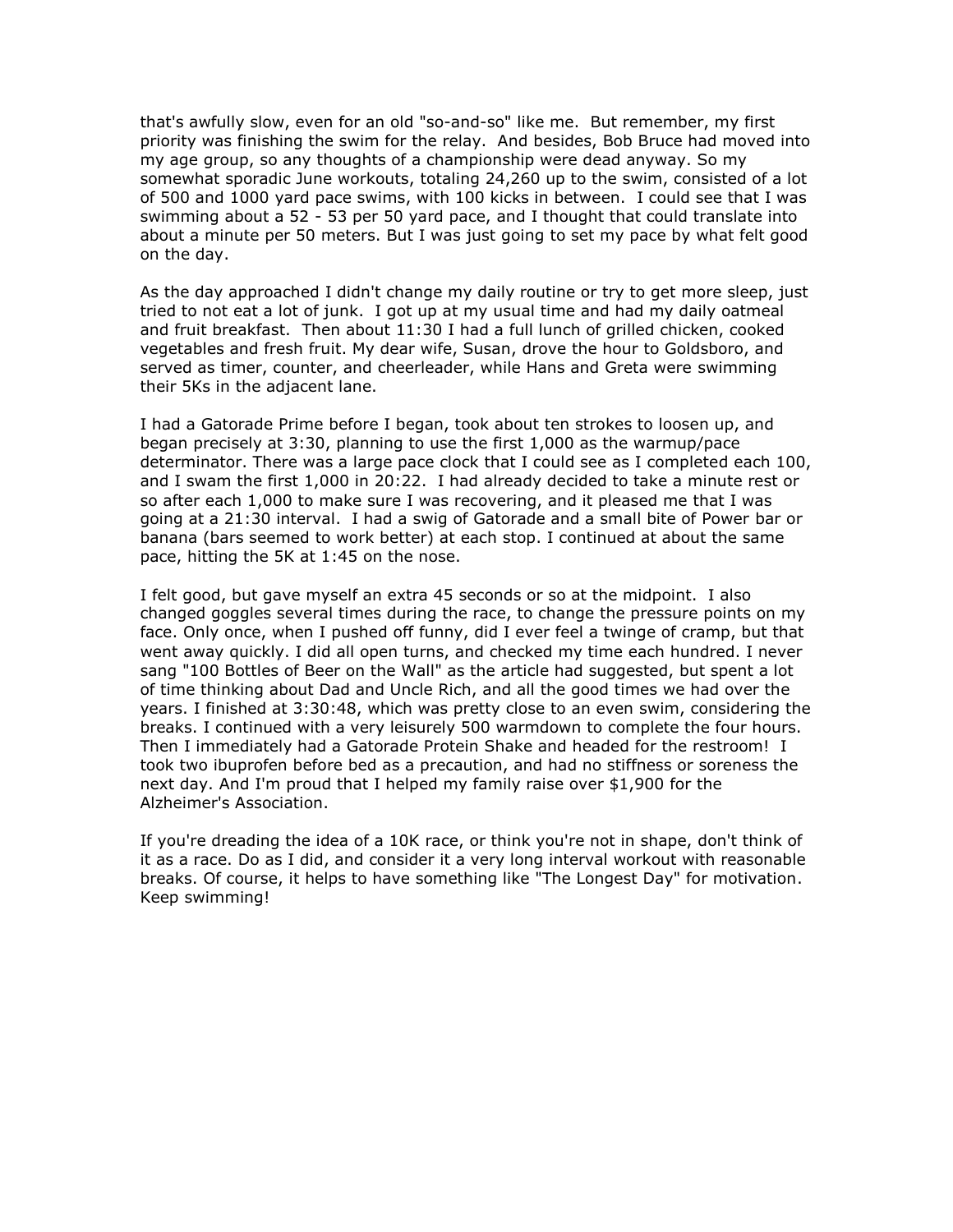that's awfully slow, even for an old "so-and-so" like me. But remember, my first priority was finishing the swim for the relay. And besides, Bob Bruce had moved into my age group, so any thoughts of a championship were dead anyway. So my somewhat sporadic June workouts, totaling 24,260 up to the swim, consisted of a lot of 500 and 1000 yard pace swims, with 100 kicks in between. I could see that I was swimming about a 52 - 53 per 50 yard pace, and I thought that could translate into about a minute per 50 meters. But I was just going to set my pace by what felt good on the day.

As the day approached I didn't change my daily routine or try to get more sleep, just tried to not eat a lot of junk. I got up at my usual time and had my daily oatmeal and fruit breakfast. Then about 11:30 I had a full lunch of grilled chicken, cooked vegetables and fresh fruit. My dear wife, Susan, drove the hour to Goldsboro, and served as timer, counter, and cheerleader, while Hans and Greta were swimming their 5Ks in the adjacent lane.

I had a Gatorade Prime before I began, took about ten strokes to loosen up, and began precisely at 3:30, planning to use the first 1,000 as the warmup/pace determinator. There was a large pace clock that I could see as I completed each 100, and I swam the first 1,000 in 20:22. I had already decided to take a minute rest or so after each 1,000 to make sure I was recovering, and it pleased me that I was going at a 21:30 interval. I had a swig of Gatorade and a small bite of Power bar or banana (bars seemed to work better) at each stop. I continued at about the same pace, hitting the 5K at 1:45 on the nose.

I felt good, but gave myself an extra 45 seconds or so at the midpoint. I also changed goggles several times during the race, to change the pressure points on my face. Only once, when I pushed off funny, did I ever feel a twinge of cramp, but that went away quickly. I did all open turns, and checked my time each hundred. I never sang "100 Bottles of Beer on the Wall" as the article had suggested, but spent a lot of time thinking about Dad and Uncle Rich, and all the good times we had over the years. I finished at 3:30:48, which was pretty close to an even swim, considering the breaks. I continued with a very leisurely 500 warmdown to complete the four hours. Then I immediately had a Gatorade Protein Shake and headed for the restroom! I took two ibuprofen before bed as a precaution, and had no stiffness or soreness the next day. And I'm proud that I helped my family raise over $1,900 for the Alzheimer's Association.

If you're dreading the idea of a 10K race, or think you're not in shape, don't think of it as a race. Do as I did, and consider it a very long interval workout with reasonable breaks. Of course, it helps to have something like "The Longest Day" for motivation. Keep swimming!